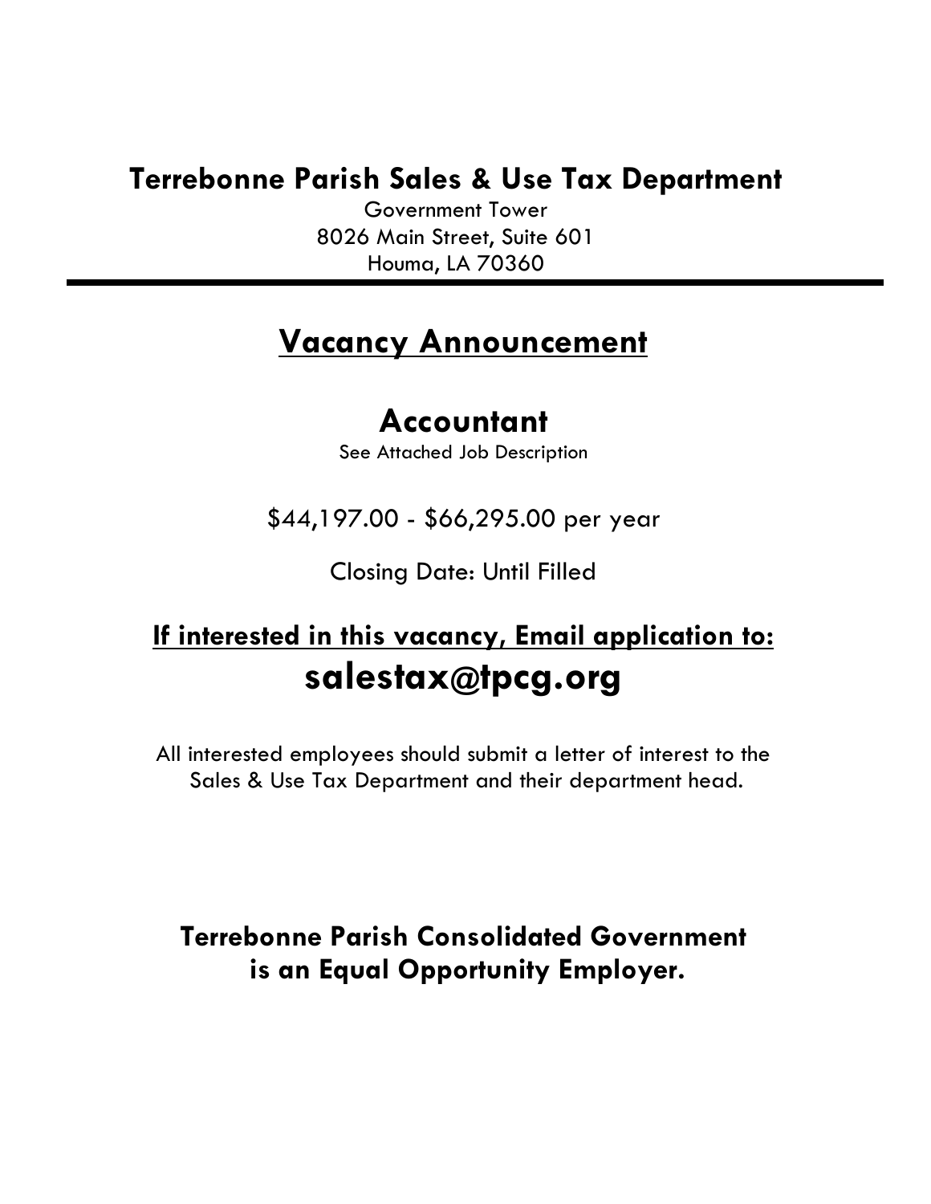# Terrebonne Parish Sales & Use Tax Department

Government Tower
8026 Main Street, Suite 601
Houma, LA 70360

---

## Vacancy Announcement

## Accountant

See Attached Job Description

$44,197.00 - $66,295.00 per year

Closing Date: Until Filled

### If interested in this vacancy, Email application to:

## salestax@tpcg.org

All interested employees should submit a letter of interest to the Sales & Use Tax Department and their department head.

**Terrebonne Parish Consolidated Government is an Equal Opportunity Employer.**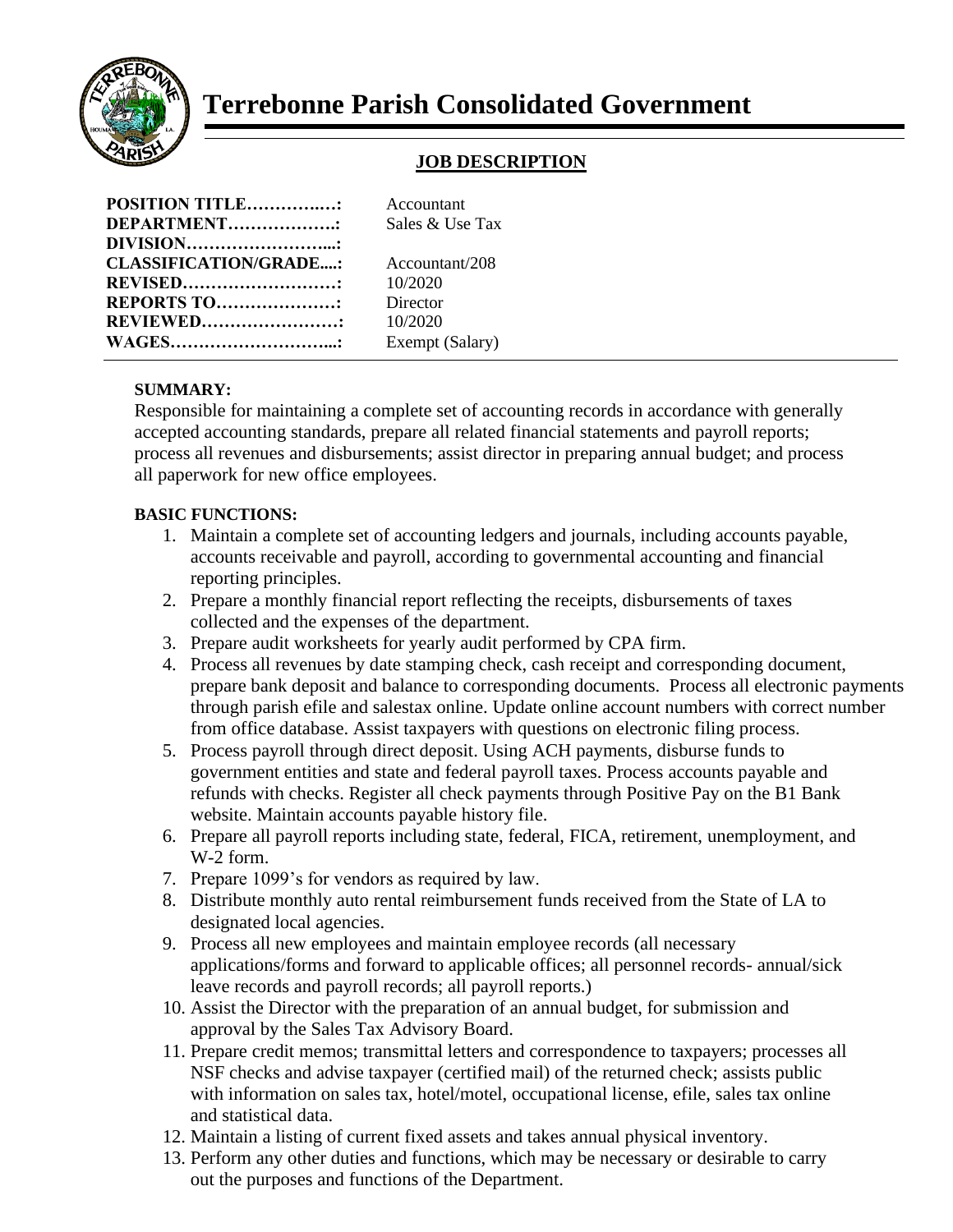# Terrebonne Parish Consolidated Government

## JOB DESCRIPTION

**POSITION TITLE……………:** Accountant
**DEPARTMENT……………….:** Sales & Use Tax
**DIVISION……………………...:**
**CLASSIFICATION/GRADE....:** Accountant/208
**REVISED………………………:** 10/2020
**REPORTS TO…………………:** Director
**REVIEWED……………………:** 10/2020
**WAGES………………………...:** Exempt (Salary)

**SUMMARY:**

Responsible for maintaining a complete set of accounting records in accordance with generally accepted accounting standards, prepare all related financial statements and payroll reports; process all revenues and disbursements; assist director in preparing annual budget; and process all paperwork for new office employees.

**BASIC FUNCTIONS:**

1. Maintain a complete set of accounting ledgers and journals, including accounts payable, accounts receivable and payroll, according to governmental accounting and financial reporting principles.
2. Prepare a monthly financial report reflecting the receipts, disbursements of taxes collected and the expenses of the department.
3. Prepare audit worksheets for yearly audit performed by CPA firm.
4. Process all revenues by date stamping check, cash receipt and corresponding document, prepare bank deposit and balance to corresponding documents. Process all electronic payments through parish efile and salestax online. Update online account numbers with correct number from office database. Assist taxpayers with questions on electronic filing process.
5. Process payroll through direct deposit. Using ACH payments, disburse funds to government entities and state and federal payroll taxes. Process accounts payable and refunds with checks. Register all check payments through Positive Pay on the B1 Bank website. Maintain accounts payable history file.
6. Prepare all payroll reports including state, federal, FICA, retirement, unemployment, and W-2 form.
7. Prepare 1099's for vendors as required by law.
8. Distribute monthly auto rental reimbursement funds received from the State of LA to designated local agencies.
9. Process all new employees and maintain employee records (all necessary applications/forms and forward to applicable offices; all personnel records- annual/sick leave records and payroll records; all payroll reports.)
10. Assist the Director with the preparation of an annual budget, for submission and approval by the Sales Tax Advisory Board.
11. Prepare credit memos; transmittal letters and correspondence to taxpayers; processes all NSF checks and advise taxpayer (certified mail) of the returned check; assists public with information on sales tax, hotel/motel, occupational license, efile, sales tax online and statistical data.
12. Maintain a listing of current fixed assets and takes annual physical inventory.
13. Perform any other duties and functions, which may be necessary or desirable to carry out the purposes and functions of the Department.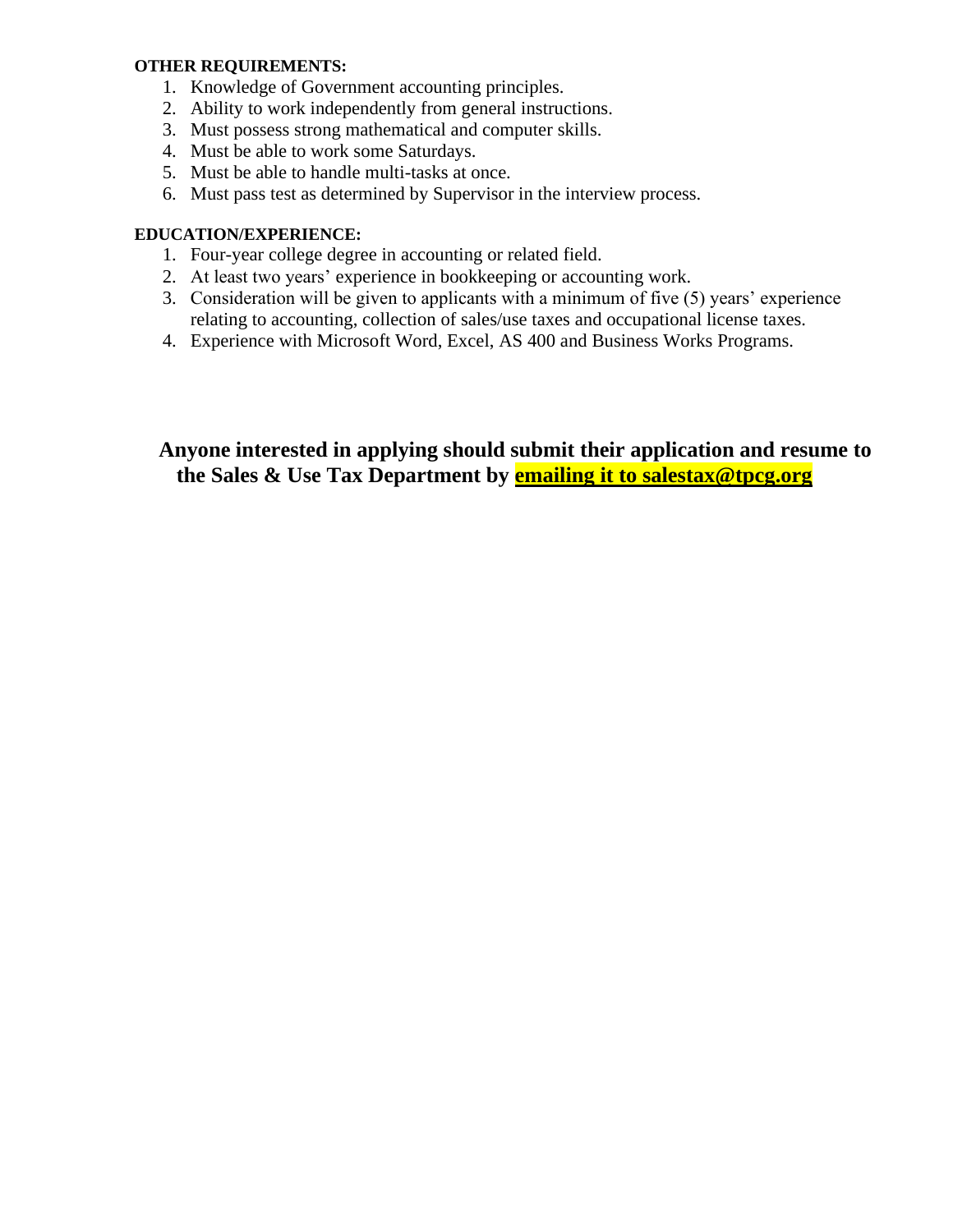**OTHER REQUIREMENTS:**

1. Knowledge of Government accounting principles.
2. Ability to work independently from general instructions.
3. Must possess strong mathematical and computer skills.
4. Must be able to work some Saturdays.
5. Must be able to handle multi-tasks at once.
6. Must pass test as determined by Supervisor in the interview process.

**EDUCATION/EXPERIENCE:**

1. Four-year college degree in accounting or related field.
2. At least two years' experience in bookkeeping or accounting work.
3. Consideration will be given to applicants with a minimum of five (5) years' experience relating to accounting, collection of sales/use taxes and occupational license taxes.
4. Experience with Microsoft Word, Excel, AS 400 and Business Works Programs.

**Anyone interested in applying should submit their application and resume to the Sales & Use Tax Department by emailing it to salestax@tpcg.org**